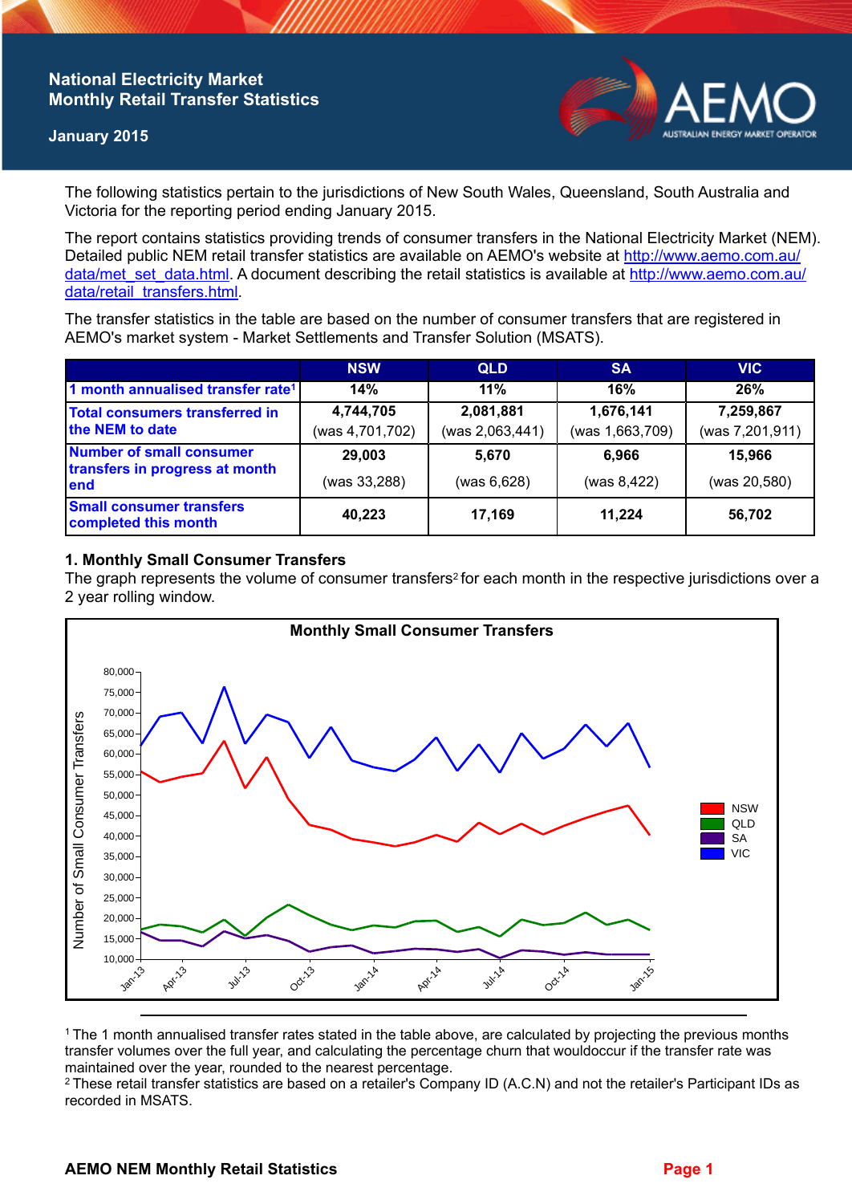# National Electricity Market Monthly Retail Transfer Statistics

**January 2015**

The following statistics pertain to the jurisdictions of New South Wales, Queensland, South Australia and Victoria for the reporting period ending January 2015.

The report contains statistics providing trends of consumer transfers in the National Electricity Market (NEM). Detailed public NEM retail transfer statistics are available on AEMO's website at http://www.aemo.com.au/data/met_set_data.html. A document describing the retail statistics is available at http://www.aemo.com.au/data/retail_transfers.html.

The transfer statistics in the table are based on the number of consumer transfers that are registered in AEMO's market system - Market Settlements and Transfer Solution (MSATS).

| | NSW | QLD | SA | VIC |
|---|---|---|---|---|
| 1 month annualised transfer rate[1] | 14% | 11% | 16% | 26% |
| Total consumers transferred in the NEM to date | 4,744,705 (was 4,701,702) | 2,081,881 (was 2,063,441) | 1,676,141 (was 1,663,709) | 7,259,867 (was 7,201,911) |
| Number of small consumer transfers in progress at month end | 29,003 (was 33,288) | 5,670 (was 6,628) | 6,966 (was 8,422) | 15,966 (was 20,580) |
| Small consumer transfers completed this month | 40,223 | 17,169 | 11,224 | 56,702 |

## 1. Monthly Small Consumer Transfers

The graph represents the volume of consumer transfers[2] for each month in the respective jurisdictions over a 2 year rolling window.

[1] The 1 month annualised transfer rates stated in the table above, are calculated by projecting the previous months transfer volumes over the full year, and calculating the percentage churn that wouldoccur if the transfer rate was maintained over the year, rounded to the nearest percentage.

[2] These retail transfer statistics are based on a retailer's Company ID (A.C.N) and not the retailer's Participant IDs as recorded in MSATS.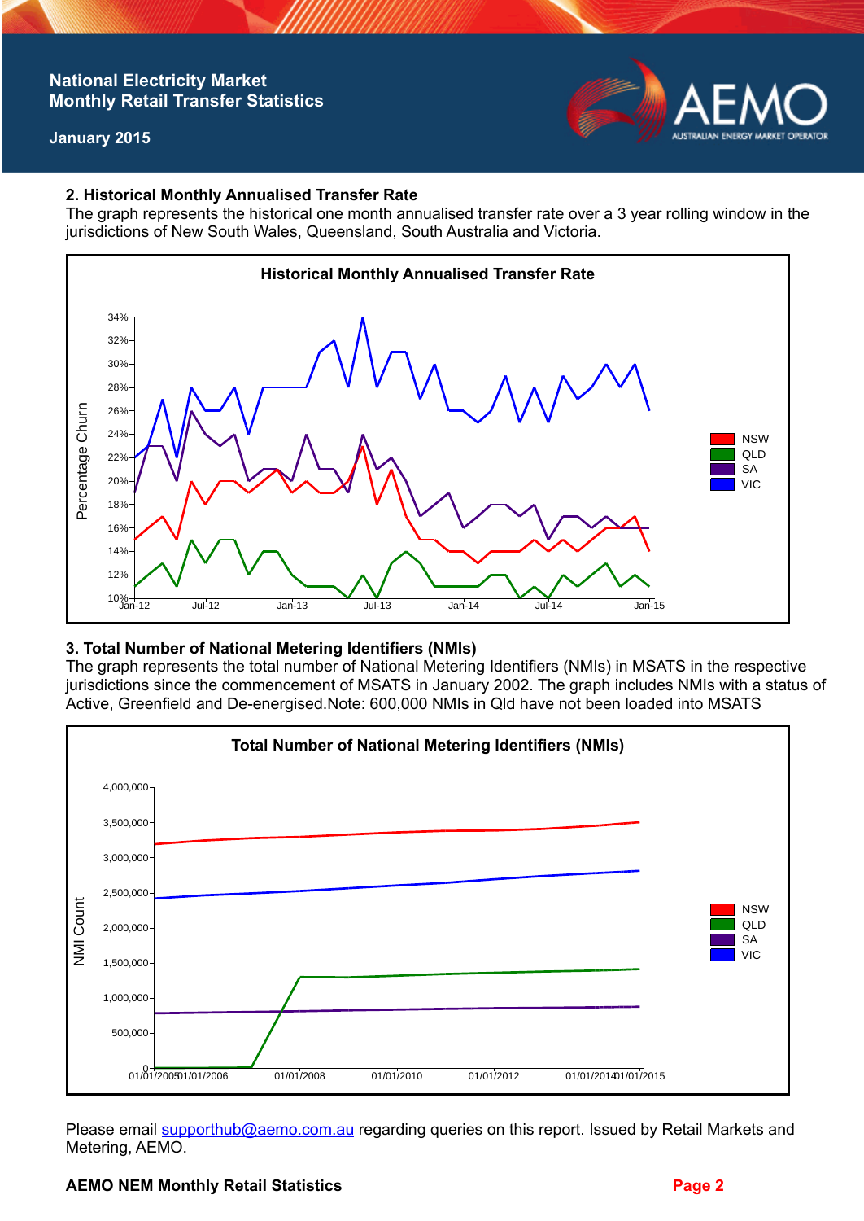## 2. Historical Monthly Annualised Transfer Rate

The graph represents the historical one month annualised transfer rate over a 3 year rolling window in the jurisdictions of New South Wales, Queensland, South Australia and Victoria.

Historical Monthly Annualised Transfer Rate

Percentage Churn

34%
32%
30%
28%
26%
24%
22%
20%
18%
16%
14%
12%
10%

Jan-12
Jul-12
Jan-13
Jul-13
Jan-14
Jul-14
Jan-15

NSW
QLD
SA
VIC

## 3. Total Number of National Metering Identifiers (NMIs)

The graph represents the total number of National Metering Identifiers (NMIs) in MSATS in the respective jurisdictions since the commencement of MSATS in January 2002. The graph includes NMIs with a status of Active, Greenfield and De-energised.Note: 600,000 NMIs in Qld have not been loaded into MSATS

Total Number of National Metering Identifiers (NMIs)

NMI Count

4,000,000
3,500,000
3,000,000
2,500,000
2,000,000
1,500,000
1,000,000
500,000
0

01/01/2005
01/01/2006
01/01/2008
01/01/2010
01/01/2012
01/01/2014
01/01/2015

NSW
QLD
SA
VIC

Please email supporthub@aemo.com.au regarding queries on this report. Issued by Retail Markets and Metering, AEMO.